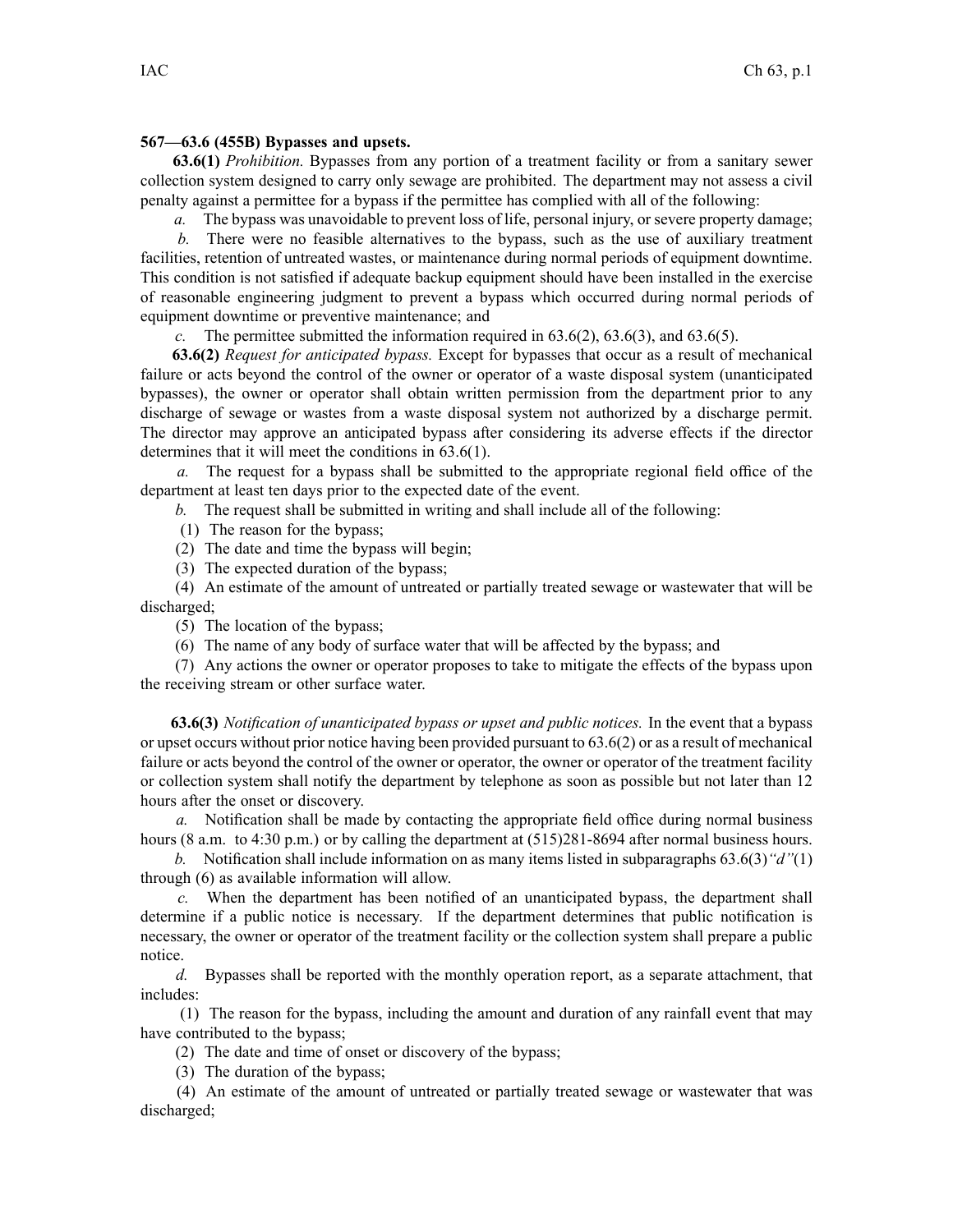**567—63.6 (455B) Bypasses and upsets.**

**63.6(1)** *Prohibition.* Bypasses from any portion of a treatment facility or from a sanitary sewer collection system designed to carry only sewage are prohibited. The department may not assess a civil penalty against a permittee for a bypass if the permittee has complied with all of the following:

*a.* The bypass was unavoidable to prevent loss of life, personal injury, or severe property damage;

*b.* There were no feasible alternatives to the bypass, such as the use of auxiliary treatment facilities, retention of untreated wastes, or maintenance during normal periods of equipment downtime. This condition is not satisfied if adequate backup equipment should have been installed in the exercise of reasonable engineering judgment to prevent a bypass which occurred during normal periods of equipment downtime or preventive maintenance; and

*c.* The permittee submitted the information required in 63.6(2), 63.6(3), and 63.6(5).

**63.6(2)** *Request for anticipated bypass.* Except for bypasses that occur as a result of mechanical failure or acts beyond the control of the owner or operator of a waste disposal system (unanticipated bypasses), the owner or operator shall obtain written permission from the department prior to any discharge of sewage or wastes from a waste disposal system not authorized by a discharge permit. The director may approve an anticipated bypass after considering its adverse effects if the director determines that it will meet the conditions in 63.6(1).

*a.* The request for a bypass shall be submitted to the appropriate regional field office of the department at least ten days prior to the expected date of the event.

*b.* The request shall be submitted in writing and shall include all of the following:

(1) The reason for the bypass;

(2) The date and time the bypass will begin;

(3) The expected duration of the bypass;

(4) An estimate of the amount of untreated or partially treated sewage or wastewater that will be discharged;

(5) The location of the bypass;

(6) The name of any body of surface water that will be affected by the bypass; and

(7) Any actions the owner or operator proposes to take to mitigate the effects of the bypass upon the receiving stream or other surface water.

**63.6(3)** *Notification of unanticipated bypass or upset and public notices.* In the event that a bypass or upset occurs without prior notice having been provided pursuant to 63.6(2) or as a result of mechanical failure or acts beyond the control of the owner or operator, the owner or operator of the treatment facility or collection system shall notify the department by telephone as soon as possible but not later than 12 hours after the onset or discovery.

*a.* Notification shall be made by contacting the appropriate field office during normal business hours (8 a.m. to 4:30 p.m.) or by calling the department at (515)281-8694 after normal business hours.

*b.* Notification shall include information on as many items listed in subparagraphs 63.6(3)*"d"*(1) through (6) as available information will allow.

*c.* When the department has been notified of an unanticipated bypass, the department shall determine if a public notice is necessary. If the department determines that public notification is necessary, the owner or operator of the treatment facility or the collection system shall prepare a public notice.

*d.* Bypasses shall be reported with the monthly operation report, as a separate attachment, that includes:

(1) The reason for the bypass, including the amount and duration of any rainfall event that may have contributed to the bypass;

(2) The date and time of onset or discovery of the bypass;

(3) The duration of the bypass;

(4) An estimate of the amount of untreated or partially treated sewage or wastewater that was discharged;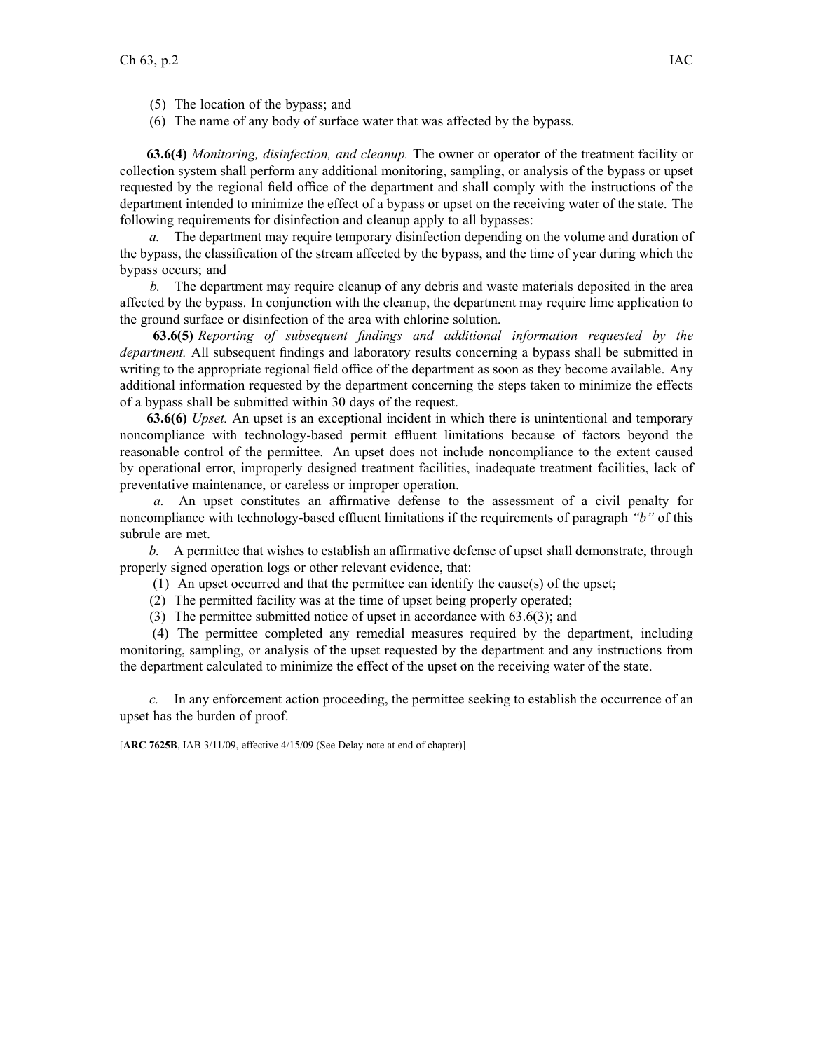(5) The location of the bypass; and

(6) The name of any body of surface water that was affected by the bypass.

**63.6(4)** *Monitoring, disinfection, and cleanup.* The owner or operator of the treatment facility or collection system shall perform any additional monitoring, sampling, or analysis of the bypass or upset requested by the regional field office of the department and shall comply with the instructions of the department intended to minimize the effect of a bypass or upset on the receiving water of the state. The following requirements for disinfection and cleanup apply to all bypasses:

*a.* The department may require temporary disinfection depending on the volume and duration of the bypass, the classification of the stream affected by the bypass, and the time of year during which the bypass occurs; and

*b.* The department may require cleanup of any debris and waste materials deposited in the area affected by the bypass. In conjunction with the cleanup, the department may require lime application to the ground surface or disinfection of the area with chlorine solution.

**63.6(5)** *Reporting of subsequent findings and additional information requested by the department.* All subsequent findings and laboratory results concerning a bypass shall be submitted in writing to the appropriate regional field office of the department as soon as they become available. Any additional information requested by the department concerning the steps taken to minimize the effects of a bypass shall be submitted within 30 days of the request.

**63.6(6)** *Upset.* An upset is an exceptional incident in which there is unintentional and temporary noncompliance with technology-based permit effluent limitations because of factors beyond the reasonable control of the permittee. An upset does not include noncompliance to the extent caused by operational error, improperly designed treatment facilities, inadequate treatment facilities, lack of preventative maintenance, or careless or improper operation.

*a.* An upset constitutes an affirmative defense to the assessment of a civil penalty for noncompliance with technology-based effluent limitations if the requirements of paragraph *"b"* of this subrule are met.

*b.* A permittee that wishes to establish an affirmative defense of upset shall demonstrate, through properly signed operation logs or other relevant evidence, that:

(1) An upset occurred and that the permittee can identify the cause(s) of the upset;

(2) The permitted facility was at the time of upset being properly operated;

(3) The permittee submitted notice of upset in accordance with 63.6(3); and

(4) The permittee completed any remedial measures required by the department, including monitoring, sampling, or analysis of the upset requested by the department and any instructions from the department calculated to minimize the effect of the upset on the receiving water of the state.

*c.* In any enforcement action proceeding, the permittee seeking to establish the occurrence of an upset has the burden of proof.

[**ARC 7625B**, IAB 3/11/09, effective 4/15/09 (See Delay note at end of chapter)]